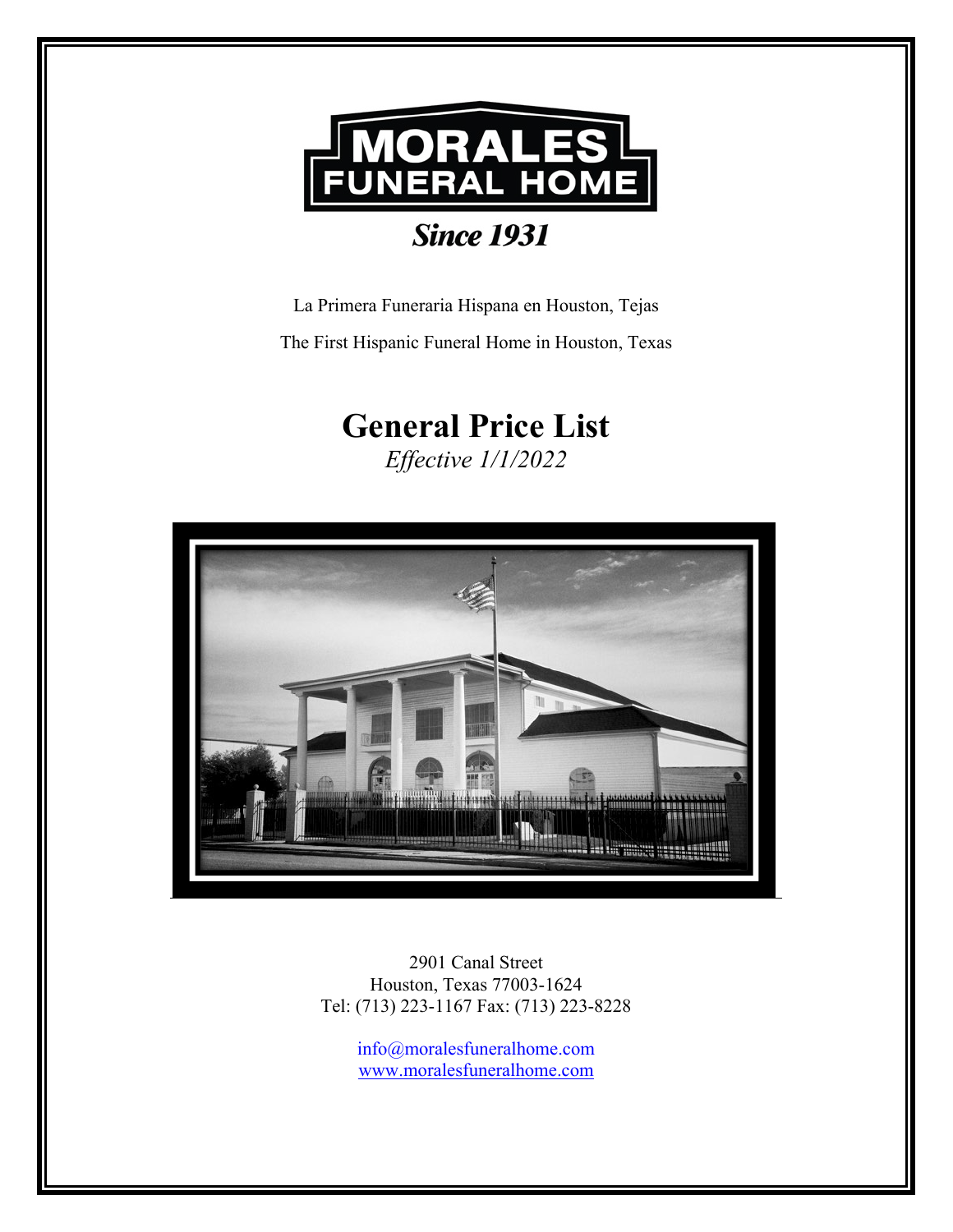# MORALES FUNERAL HOME

***Since 1931***

La Primera Funeraria Hispana en Houston, Tejas

The First Hispanic Funeral Home in Houston, Texas

# General Price List

*Effective 1/1/2022*

2901 Canal Street
Houston, Texas 77003-1624
Tel: (713) 223-1167 Fax: (713) 223-8228

info@moralesfuneralhome.com
www.moralesfuneralhome.com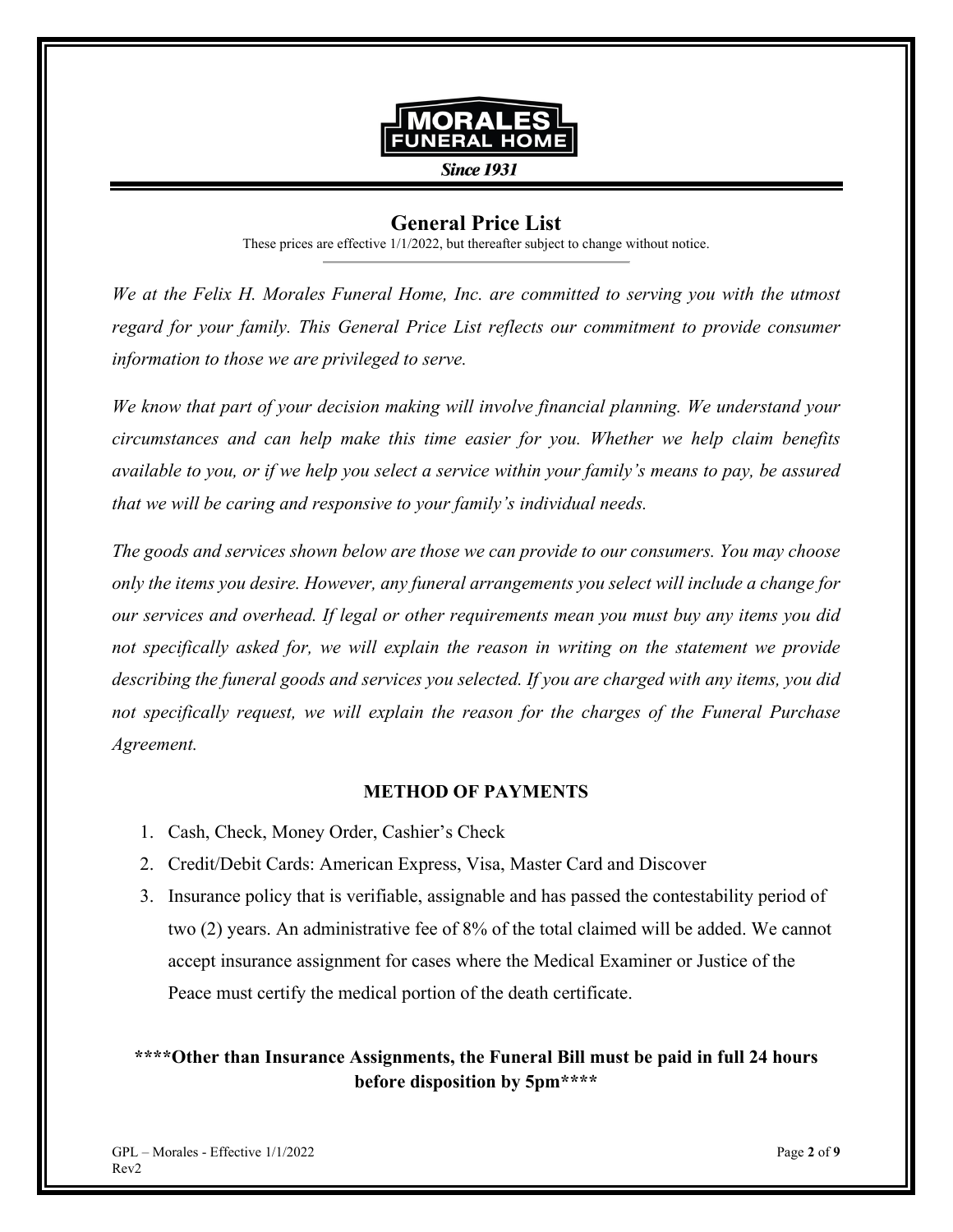**MORALES FUNERAL HOME**

*Since 1931*

## General Price List

These prices are effective 1/1/2022, but thereafter subject to change without notice.

*We at the Felix H. Morales Funeral Home, Inc. are committed to serving you with the utmost regard for your family. This General Price List reflects our commitment to provide consumer information to those we are privileged to serve.*

*We know that part of your decision making will involve financial planning. We understand your circumstances and can help make this time easier for you. Whether we help claim benefits available to you, or if we help you select a service within your family's means to pay, be assured that we will be caring and responsive to your family's individual needs.*

*The goods and services shown below are those we can provide to our consumers. You may choose only the items you desire. However, any funeral arrangements you select will include a change for our services and overhead. If legal or other requirements mean you must buy any items you did not specifically asked for, we will explain the reason in writing on the statement we provide describing the funeral goods and services you selected. If you are charged with any items, you did not specifically request, we will explain the reason for the charges of the Funeral Purchase Agreement.*

### METHOD OF PAYMENTS

1. Cash, Check, Money Order, Cashier's Check
2. Credit/Debit Cards: American Express, Visa, Master Card and Discover
3. Insurance policy that is verifiable, assignable and has passed the contestability period of two (2) years. An administrative fee of 8% of the total claimed will be added. We cannot accept insurance assignment for cases where the Medical Examiner or Justice of the Peace must certify the medical portion of the death certificate.

**\*\*\*\*Other than Insurance Assignments, the Funeral Bill must be paid in full 24 hours before disposition by 5pm\*\*\*\***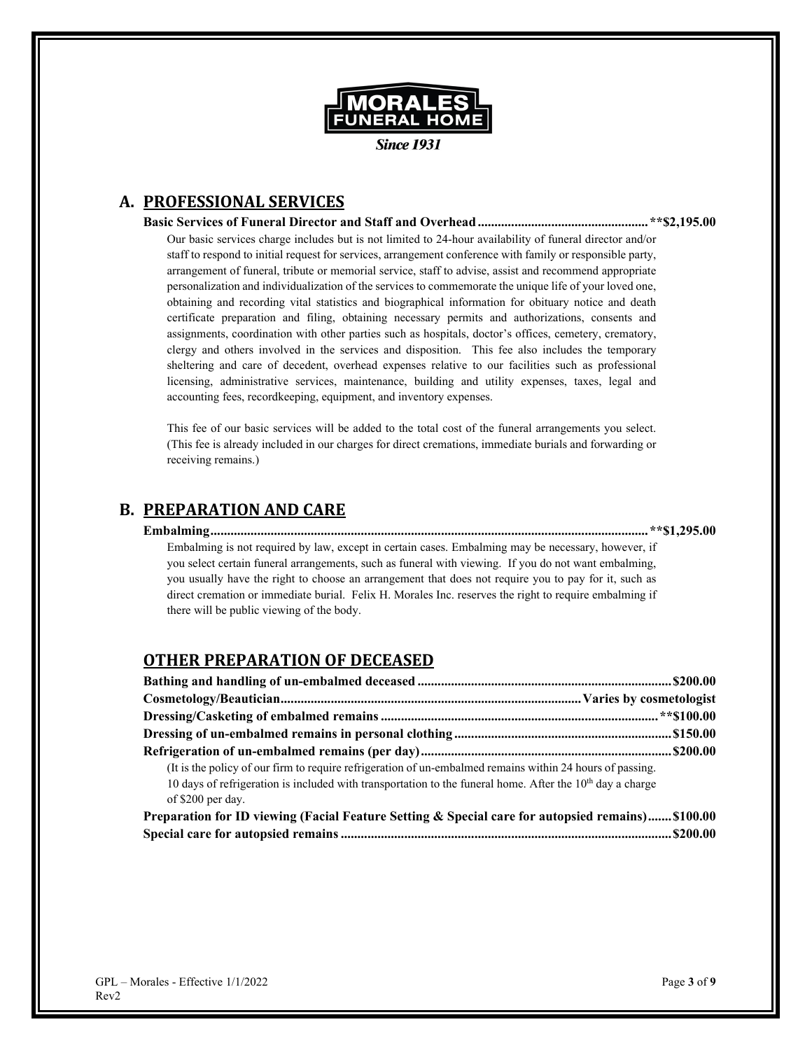**MORALES FUNERAL HOME**

***Since 1931***

## A. PROFESSIONAL SERVICES

**Basic Services of Funeral Director and Staff and Overhead .................................................. \*\*$2,195.00**

Our basic services charge includes but is not limited to 24-hour availability of funeral director and/or staff to respond to initial request for services, arrangement conference with family or responsible party, arrangement of funeral, tribute or memorial service, staff to advise, assist and recommend appropriate personalization and individualization of the services to commemorate the unique life of your loved one, obtaining and recording vital statistics and biographical information for obituary notice and death certificate preparation and filing, obtaining necessary permits and authorizations, consents and assignments, coordination with other parties such as hospitals, doctor's offices, cemetery, crematory, clergy and others involved in the services and disposition. This fee also includes the temporary sheltering and care of decedent, overhead expenses relative to our facilities such as professional licensing, administrative services, maintenance, building and utility expenses, taxes, legal and accounting fees, recordkeeping, equipment, and inventory expenses.

This fee of our basic services will be added to the total cost of the funeral arrangements you select. (This fee is already included in our charges for direct cremations, immediate burials and forwarding or receiving remains.)

## B. PREPARATION AND CARE

**Embalming.................................................................................................................. \*\*$1,295.00**

Embalming is not required by law, except in certain cases. Embalming may be necessary, however, if you select certain funeral arrangements, such as funeral with viewing. If you do not want embalming, you usually have the right to choose an arrangement that does not require you to pay for it, such as direct cremation or immediate burial. Felix H. Morales Inc. reserves the right to require embalming if there will be public viewing of the body.

## OTHER PREPARATION OF DECEASED

**Bathing and handling of un-embalmed deceased ........................................................................... $200.00**

**Cosmetology/Beautician......................................................................................... Varies by cosmetologist**

**Dressing/Casketing of embalmed remains ................................................................................. \*\*$100.00**

**Dressing of un-embalmed remains in personal clothing ................................................................ $150.00**

**Refrigeration of un-embalmed remains (per day) .......................................................................... $200.00**

(It is the policy of our firm to require refrigeration of un-embalmed remains within 24 hours of passing. 10 days of refrigeration is included with transportation to the funeral home. After the 10th day a charge of $200 per day.

**Preparation for ID viewing (Facial Feature Setting & Special care for autopsied remains)....... $100.00**

**Special care for autopsied remains ................................................................................................ $200.00**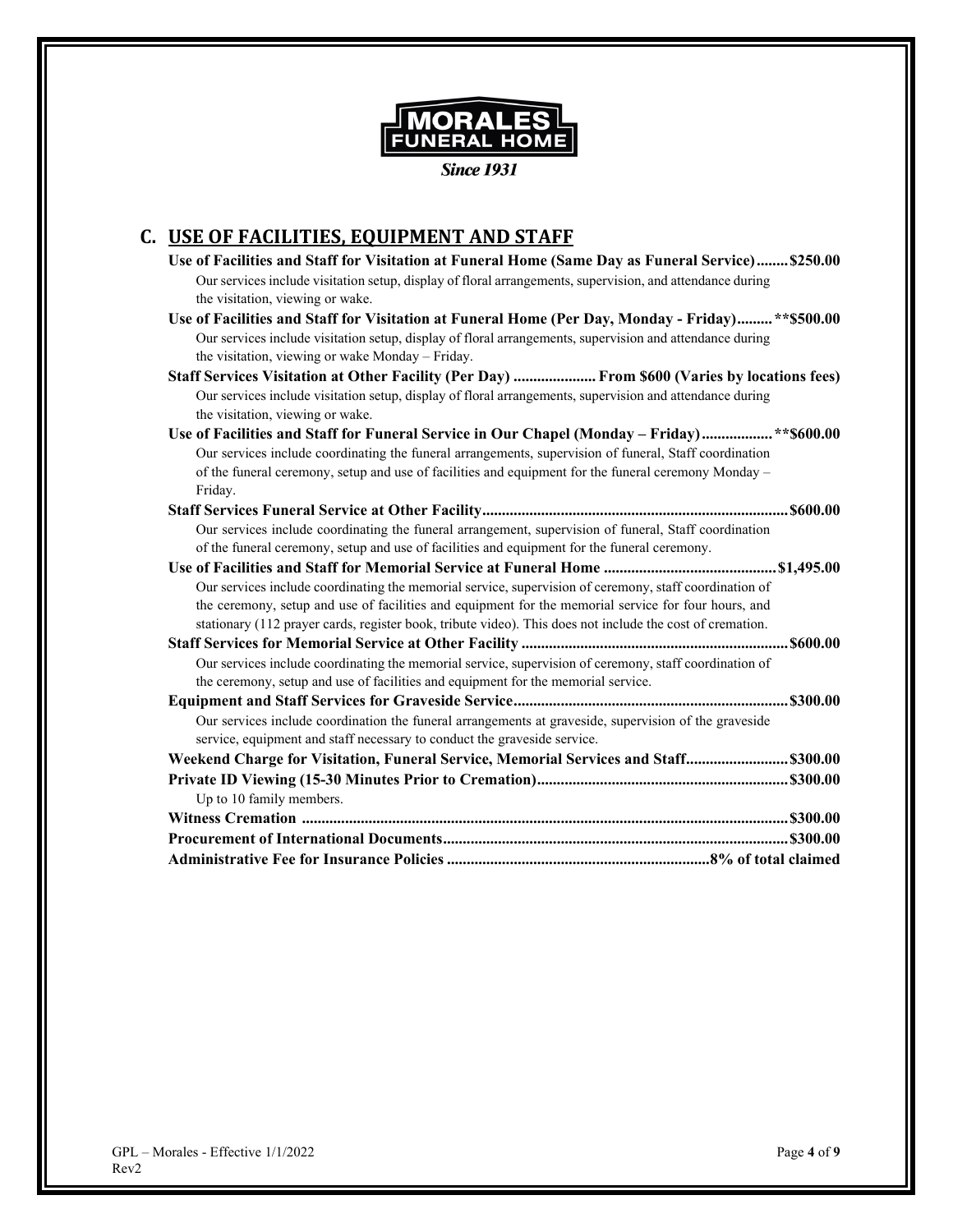MORALES FUNERAL HOME

*Since 1931*

## C. USE OF FACILITIES, EQUIPMENT AND STAFF

**Use of Facilities and Staff for Visitation at Funeral Home (Same Day as Funeral Service)........ $250.00**
Our services include visitation setup, display of floral arrangements, supervision, and attendance during the visitation, viewing or wake.

**Use of Facilities and Staff for Visitation at Funeral Home (Per Day, Monday - Friday)......... **$500.00**
Our services include visitation setup, display of floral arrangements, supervision and attendance during the visitation, viewing or wake Monday – Friday.

**Staff Services Visitation at Other Facility (Per Day) ..................... From $600 (Varies by locations fees)**
Our services include visitation setup, display of floral arrangements, supervision and attendance during the visitation, viewing or wake.

**Use of Facilities and Staff for Funeral Service in Our Chapel (Monday – Friday).................. **$600.00**
Our services include coordinating the funeral arrangements, supervision of funeral, Staff coordination of the funeral ceremony, setup and use of facilities and equipment for the funeral ceremony Monday – Friday.

**Staff Services Funeral Service at Other Facility............................................................................ $600.00**
Our services include coordinating the funeral arrangement, supervision of funeral, Staff coordination of the funeral ceremony, setup and use of facilities and equipment for the funeral ceremony.

**Use of Facilities and Staff for Memorial Service at Funeral Home ........................................... $1,495.00**
Our services include coordinating the memorial service, supervision of ceremony, staff coordination of the ceremony, setup and use of facilities and equipment for the memorial service for four hours, and stationary (112 prayer cards, register book, tribute video). This does not include the cost of cremation.

**Staff Services for Memorial Service at Other Facility .................................................................. $600.00**
Our services include coordinating the memorial service, supervision of ceremony, staff coordination of the ceremony, setup and use of facilities and equipment for the memorial service.

**Equipment and Staff Services for Graveside Service..................................................................... $300.00**
Our services include coordination the funeral arrangements at graveside, supervision of the graveside service, equipment and staff necessary to conduct the graveside service.

**Weekend Charge for Visitation, Funeral Service, Memorial Services and Staff......................... $300.00**

**Private ID Viewing (15-30 Minutes Prior to Cremation)............................................................... $300.00**
Up to 10 family members.

**Witness Cremation ........................................................................................................................ $300.00**

**Procurement of International Documents...................................................................................... $300.00**

**Administrative Fee for Insurance Policies ..................................................................8% of total claimed**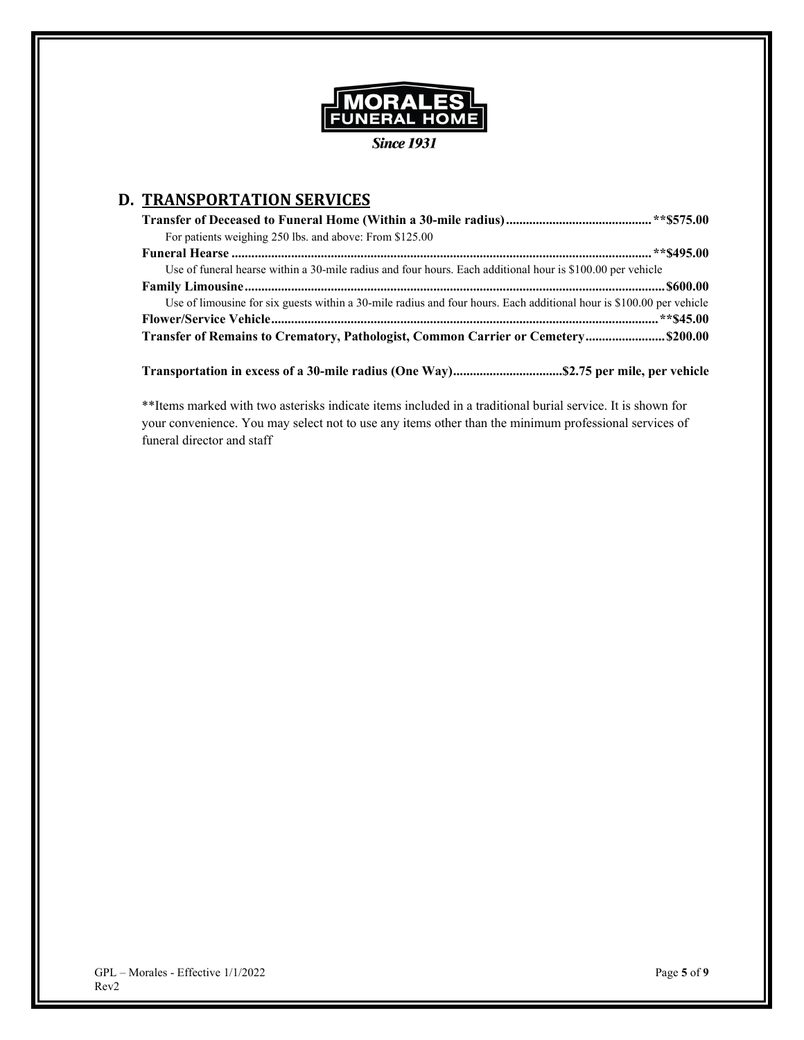**MORALES FUNERAL HOME**

*Since 1931*

## D. TRANSPORTATION SERVICES

**Transfer of Deceased to Funeral Home (Within a 30-mile radius)............................................ **$575.00**

For patients weighing 250 lbs. and above: From $125.00

**Funeral Hearse ........................................................................................................................ **$495.00**

Use of funeral hearse within a 30-mile radius and four hours. Each additional hour is $100.00 per vehicle

**Family Limousine.......................................................................................................................$600.00**

Use of limousine for six guests within a 30-mile radius and four hours. Each additional hour is $100.00 per vehicle

**Flower/Service Vehicle................................................................................................................**$45.00**

**Transfer of Remains to Crematory, Pathologist, Common Carrier or Cemetery........................$200.00**

**Transportation in excess of a 30-mile radius (One Way)................................$2.75 per mile, per vehicle**

**Items marked with two asterisks indicate items included in a traditional burial service. It is shown for your convenience. You may select not to use any items other than the minimum professional services of funeral director and staff

GPL – Morales - Effective 1/1/2022
Rev2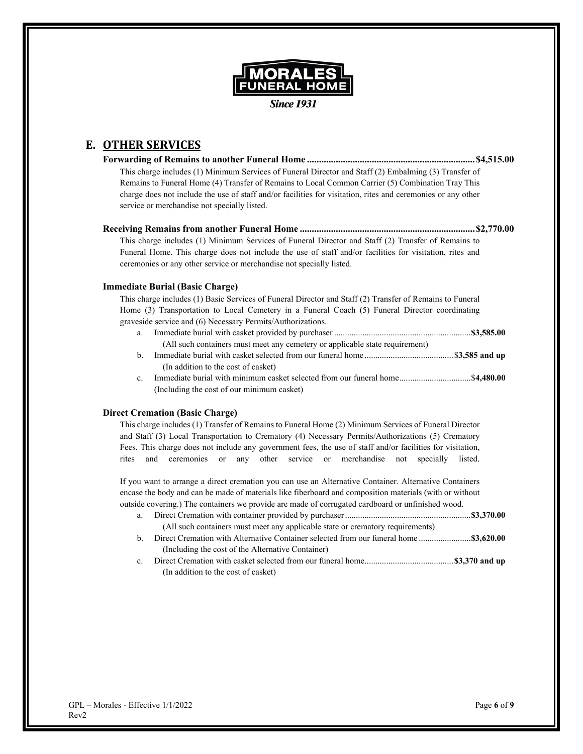MORALES FUNERAL HOME

*Since 1931*

## E. OTHER SERVICES

**Forwarding of Remains to another Funeral Home ..................................................................... $4,515.00**

This charge includes (1) Minimum Services of Funeral Director and Staff (2) Embalming (3) Transfer of Remains to Funeral Home (4) Transfer of Remains to Local Common Carrier (5) Combination Tray This charge does not include the use of staff and/or facilities for visitation, rites and ceremonies or any other service or merchandise not specially listed.

**Receiving Remains from another Funeral Home ......................................................................... $2,770.00**

This charge includes (1) Minimum Services of Funeral Director and Staff (2) Transfer of Remains to Funeral Home. This charge does not include the use of staff and/or facilities for visitation, rites and ceremonies or any other service or merchandise not specially listed.

**Immediate Burial (Basic Charge)**

This charge includes (1) Basic Services of Funeral Director and Staff (2) Transfer of Remains to Funeral Home (3) Transportation to Local Cemetery in a Funeral Coach (5) Funeral Director coordinating graveside service and (6) Necessary Permits/Authorizations.

a. Immediate burial with casket provided by purchaser ............................................................... **$3,585.00**
   (All such containers must meet any cemetery or applicable state requirement)
b. Immediate burial with casket selected from our funeral home ......................................... $**3,585 and up**
   (In addition to the cost of casket)
c. Immediate burial with minimum casket selected from our funeral home................................. $**4,480.00**
   (Including the cost of our minimum casket)

**Direct Cremation (Basic Charge)**

This charge includes (1) Transfer of Remains to Funeral Home (2) Minimum Services of Funeral Director and Staff (3) Local Transportation to Crematory (4) Necessary Permits/Authorizations (5) Crematory Fees. This charge does not include any government fees, the use of staff and/or facilities for visitation, rites and ceremonies or any other service or merchandise not specially listed.

If you want to arrange a direct cremation you can use an Alternative Container. Alternative Containers encase the body and can be made of materials like fiberboard and composition materials (with or without outside covering.) The containers we provide are made of corrugated cardboard or unfinished wood.

a. Direct Cremation with container provided by purchaser .......................................................... **$3,370.00**
   (All such containers must meet any applicable state or crematory requirements)
b. Direct Cremation with Alternative Container selected from our funeral home ........................ **$3,620.00**
   (Including the cost of the Alternative Container)
c. Direct Cremation with casket selected from our funeral home......................................... **$3,370 and up**
   (In addition to the cost of casket)

GPL – Morales - Effective 1/1/2022
Rev2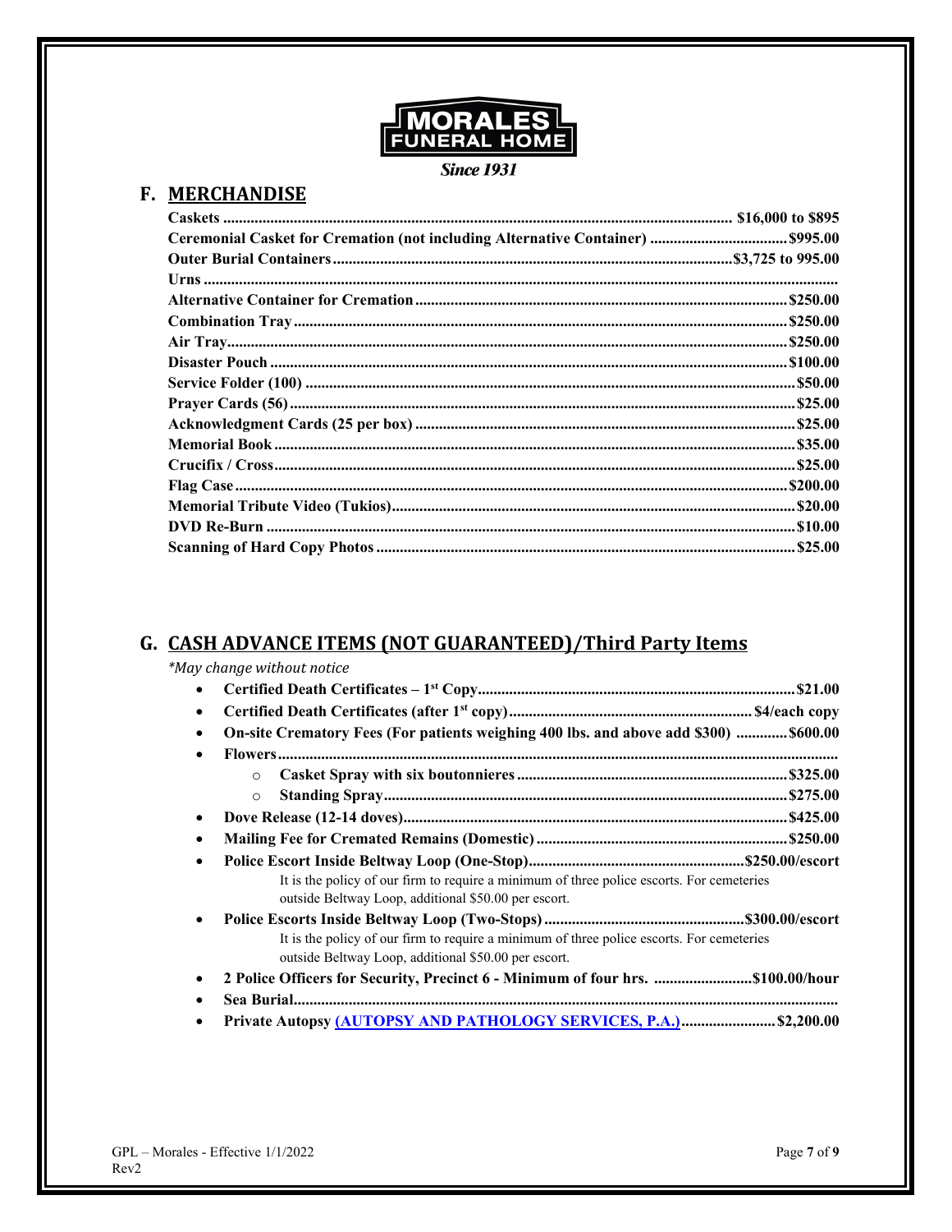**MORALES FUNERAL HOME**

***Since 1931***

## F. MERCHANDISE

| Item | Price |
|---|---|
| **Caskets** | **$16,000 to $895** |
| **Ceremonial Casket for Cremation (not including Alternative Container)** | **$995.00** |
| **Outer Burial Containers** | **$3,725 to 995.00** |
| **Urns** | |
| **Alternative Container for Cremation** | **$250.00** |
| **Combination Tray** | **$250.00** |
| **Air Tray** | **$250.00** |
| **Disaster Pouch** | **$100.00** |
| **Service Folder (100)** | **$50.00** |
| **Prayer Cards (56)** | **$25.00** |
| **Acknowledgment Cards (25 per box)** | **$25.00** |
| **Memorial Book** | **$35.00** |
| **Crucifix / Cross** | **$25.00** |
| **Flag Case** | **$200.00** |
| **Memorial Tribute Video (Tukios)** | **$20.00** |
| **DVD Re-Burn** | **$10.00** |
| **Scanning of Hard Copy Photos** | **$25.00** |

## G. CASH ADVANCE ITEMS (NOT GUARANTEED)/Third Party Items

*\*May change without notice*

- **Certified Death Certificates – 1st Copy** ............ **$21.00**
- **Certified Death Certificates (after 1st copy)** ............ **$4/each copy**
- **On-site Crematory Fees (For patients weighing 400 lbs. and above add $300)** ............ **$600.00**
- **Flowers** ............
  - **Casket Spray with six boutonnieres** ............ **$325.00**
  - **Standing Spray** ............ **$275.00**
- **Dove Release (12-14 doves)** ............ **$425.00**
- **Mailing Fee for Cremated Remains (Domestic)** ............ **$250.00**
- **Police Escort Inside Beltway Loop (One-Stop)** ............ **$250.00/escort**

  It is the policy of our firm to require a minimum of three police escorts. For cemeteries outside Beltway Loop, additional $50.00 per escort.
- **Police Escorts Inside Beltway Loop (Two-Stops)** ............ **$300.00/escort**

  It is the policy of our firm to require a minimum of three police escorts. For cemeteries outside Beltway Loop, additional $50.00 per escort.
- **2 Police Officers for Security, Precinct 6 - Minimum of four hrs.** ............ **$100.00/hour**
- **Sea Burial** ............
- **Private Autopsy [(AUTOPSY AND PATHOLOGY SERVICES, P.A.)]** ............ **$2,200.00**

GPL – Morales - Effective 1/1/2022
Rev2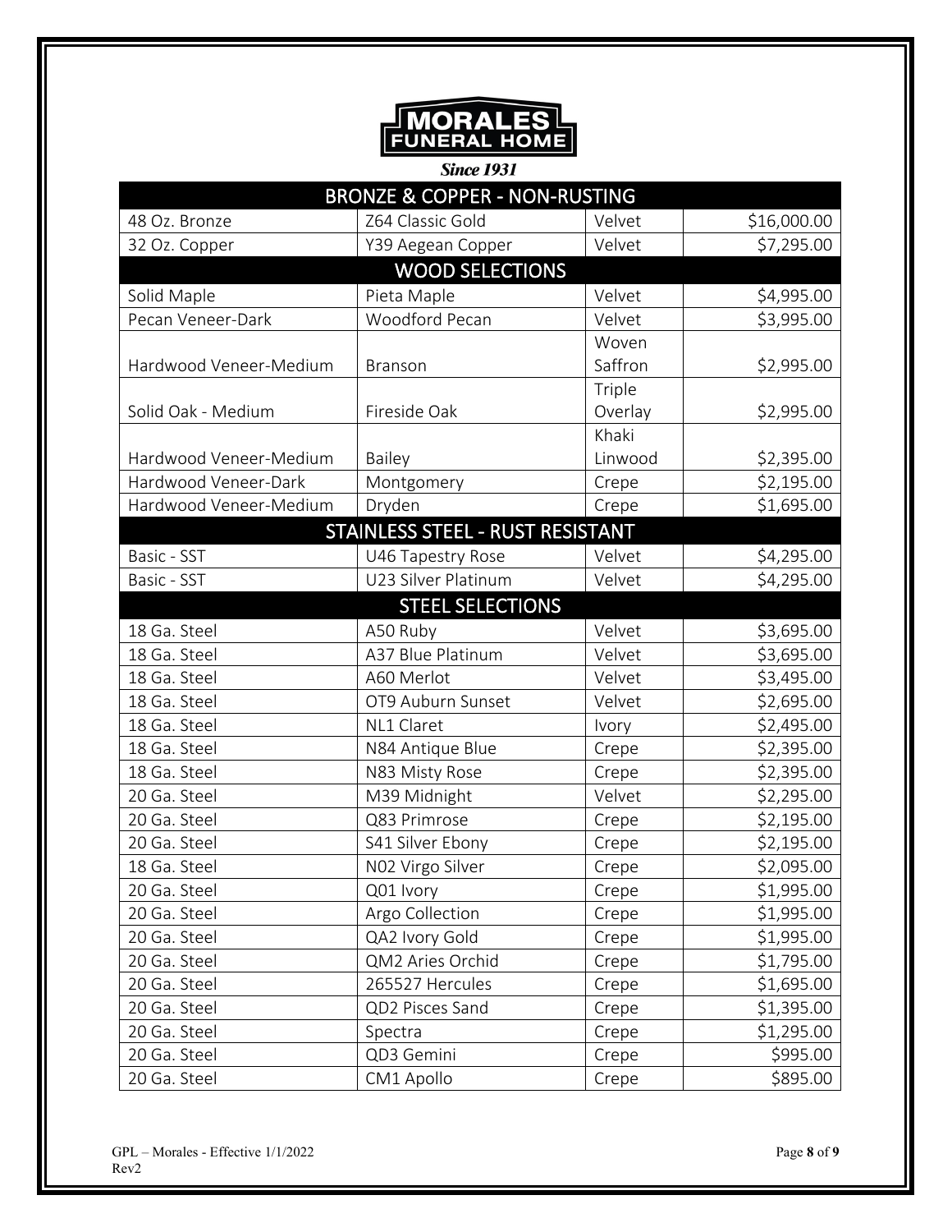**MORALES FUNERAL HOME**

***Since 1931***

| BRONZE & COPPER - NON-RUSTING | | | |
|---|---|---|---|
| 48 Oz. Bronze | Z64 Classic Gold | Velvet | $16,000.00 |
| 32 Oz. Copper | Y39 Aegean Copper | Velvet | $7,295.00 |
| **WOOD SELECTIONS** | | | |
| Solid Maple | Pieta Maple | Velvet | $4,995.00 |
| Pecan Veneer-Dark | Woodford Pecan | Velvet | $3,995.00 |
| Hardwood Veneer-Medium | Branson | Woven Saffron | $2,995.00 |
| Solid Oak - Medium | Fireside Oak | Triple Overlay | $2,995.00 |
| Hardwood Veneer-Medium | Bailey | Khaki Linwood | $2,395.00 |
| Hardwood Veneer-Dark | Montgomery | Crepe | $2,195.00 |
| Hardwood Veneer-Medium | Dryden | Crepe | $1,695.00 |
| **STAINLESS STEEL - RUST RESISTANT** | | | |
| Basic - SST | U46 Tapestry Rose | Velvet | $4,295.00 |
| Basic - SST | U23 Silver Platinum | Velvet | $4,295.00 |
| **STEEL SELECTIONS** | | | |
| 18 Ga. Steel | A50 Ruby | Velvet | $3,695.00 |
| 18 Ga. Steel | A37 Blue Platinum | Velvet | $3,695.00 |
| 18 Ga. Steel | A60 Merlot | Velvet | $3,495.00 |
| 18 Ga. Steel | OT9 Auburn Sunset | Velvet | $2,695.00 |
| 18 Ga. Steel | NL1 Claret | Ivory | $2,495.00 |
| 18 Ga. Steel | N84 Antique Blue | Crepe | $2,395.00 |
| 18 Ga. Steel | N83 Misty Rose | Crepe | $2,395.00 |
| 20 Ga. Steel | M39 Midnight | Velvet | $2,295.00 |
| 20 Ga. Steel | Q83 Primrose | Crepe | $2,195.00 |
| 20 Ga. Steel | S41 Silver Ebony | Crepe | $2,195.00 |
| 18 Ga. Steel | N02 Virgo Silver | Crepe | $2,095.00 |
| 20 Ga. Steel | Q01 Ivory | Crepe | $1,995.00 |
| 20 Ga. Steel | Argo Collection | Crepe | $1,995.00 |
| 20 Ga. Steel | QA2 Ivory Gold | Crepe | $1,995.00 |
| 20 Ga. Steel | QM2 Aries Orchid | Crepe | $1,795.00 |
| 20 Ga. Steel | 265527 Hercules | Crepe | $1,695.00 |
| 20 Ga. Steel | QD2 Pisces Sand | Crepe | $1,395.00 |
| 20 Ga. Steel | Spectra | Crepe | $1,295.00 |
| 20 Ga. Steel | QD3 Gemini | Crepe | $995.00 |
| 20 Ga. Steel | CM1 Apollo | Crepe | $895.00 |

GPL – Morales - Effective 1/1/2022
Rev2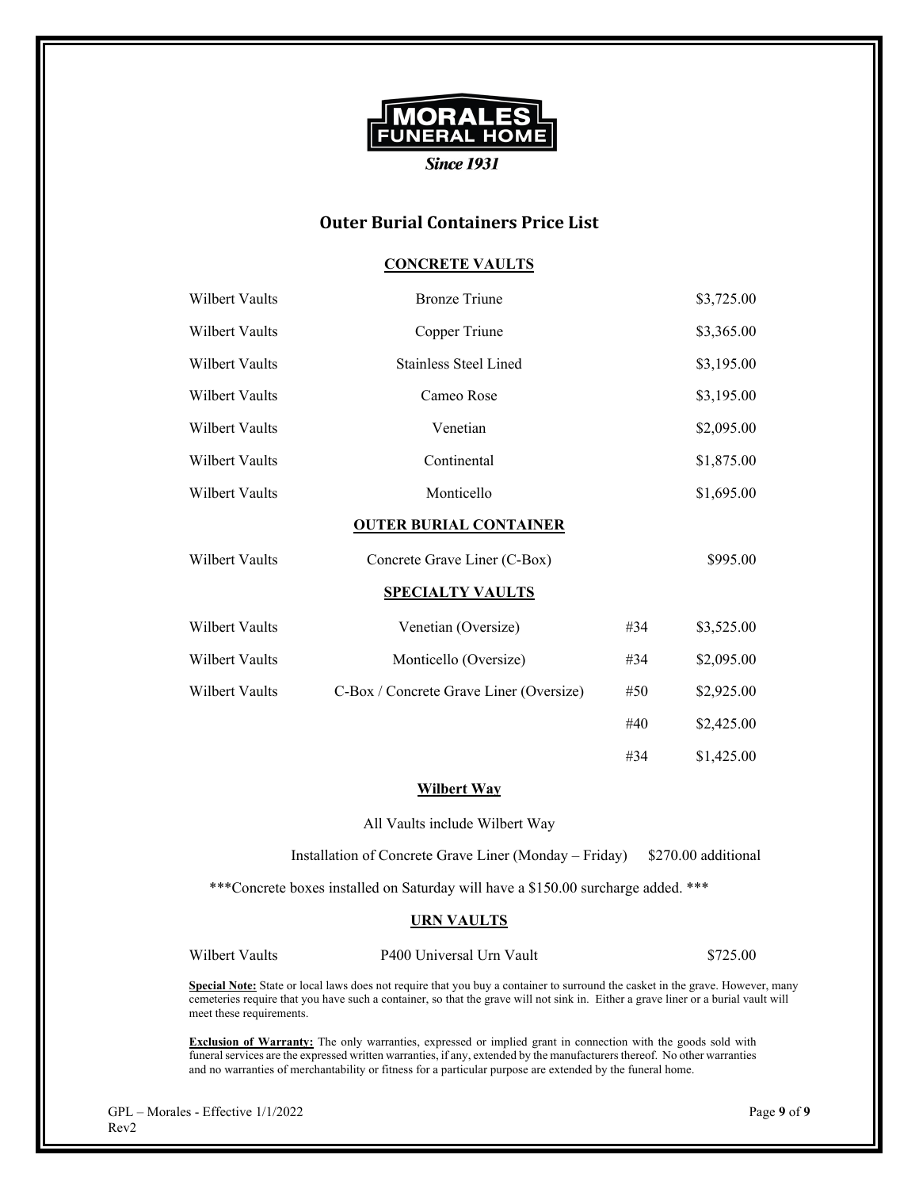MORALES FUNERAL HOME

*Since 1931*

## Outer Burial Containers Price List

### CONCRETE VAULTS

| | | | |
|---|---|---|---|
| Wilbert Vaults | Bronze Triune | | $3,725.00 |
| Wilbert Vaults | Copper Triune | | $3,365.00 |
| Wilbert Vaults | Stainless Steel Lined | | $3,195.00 |
| Wilbert Vaults | Cameo Rose | | $3,195.00 |
| Wilbert Vaults | Venetian | | $2,095.00 |
| Wilbert Vaults | Continental | | $1,875.00 |
| Wilbert Vaults | Monticello | | $1,695.00 |

### OUTER BURIAL CONTAINER

| | | | |
|---|---|---|---|
| Wilbert Vaults | Concrete Grave Liner (C-Box) | | $995.00 |

### SPECIALTY VAULTS

| | | | |
|---|---|---|---|
| Wilbert Vaults | Venetian (Oversize) | #34 | $3,525.00 |
| Wilbert Vaults | Monticello (Oversize) | #34 | $2,095.00 |
| Wilbert Vaults | C-Box / Concrete Grave Liner (Oversize) | #50 | $2,925.00 |
| | | #40 | $2,425.00 |
| | | #34 | $1,425.00 |

### Wilbert Way

All Vaults include Wilbert Way

Installation of Concrete Grave Liner (Monday – Friday) $270.00 additional

***Concrete boxes installed on Saturday will have a $150.00 surcharge added. ***

### URN VAULTS

| | | |
|---|---|---|
| Wilbert Vaults | P400 Universal Urn Vault | $725.00 |

**Special Note:** State or local laws does not require that you buy a container to surround the casket in the grave. However, many cemeteries require that you have such a container, so that the grave will not sink in. Either a grave liner or a burial vault will meet these requirements.

**Exclusion of Warranty:** The only warranties, expressed or implied grant in connection with the goods sold with funeral services are the expressed written warranties, if any, extended by the manufacturers thereof. No other warranties and no warranties of merchantability or fitness for a particular purpose are extended by the funeral home.

GPL – Morales - Effective 1/1/2022
Rev2